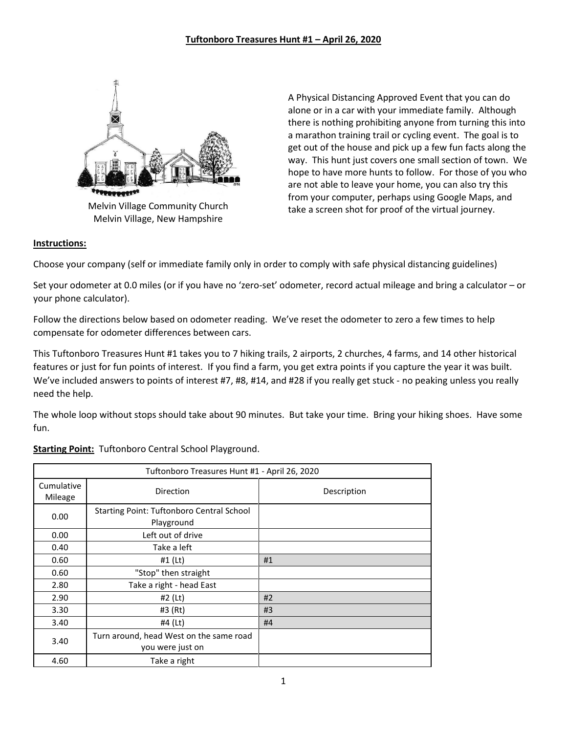# Tuftonboro Treasures Hunt #1 – April 26, 2020

Melvin Village Community Church
Melvin Village, New Hampshire

A Physical Distancing Approved Event that you can do alone or in a car with your immediate family. Although there is nothing prohibiting anyone from turning this into a marathon training trail or cycling event. The goal is to get out of the house and pick up a few fun facts along the way. This hunt just covers one small section of town. We hope to have more hunts to follow. For those of you who are not able to leave your home, you can also try this from your computer, perhaps using Google Maps, and take a screen shot for proof of the virtual journey.

**Instructions:**

Choose your company (self or immediate family only in order to comply with safe physical distancing guidelines)

Set your odometer at 0.0 miles (or if you have no 'zero-set' odometer, record actual mileage and bring a calculator – or your phone calculator).

Follow the directions below based on odometer reading. We've reset the odometer to zero a few times to help compensate for odometer differences between cars.

This Tuftonboro Treasures Hunt #1 takes you to 7 hiking trails, 2 airports, 2 churches, 4 farms, and 14 other historical features or just for fun points of interest. If you find a farm, you get extra points if you capture the year it was built. We've included answers to points of interest #7, #8, #14, and #28 if you really get stuck - no peaking unless you really need the help.

The whole loop without stops should take about 90 minutes. But take your time. Bring your hiking shoes. Have some fun.

**Starting Point:** Tuftonboro Central School Playground.

| Tuftonboro Treasures Hunt #1 - April 26, 2020 | | |
|---|---|---|
| Cumulative Mileage | Direction | Description |
| 0.00 | Starting Point: Tuftonboro Central School Playground | |
| 0.00 | Left out of drive | |
| 0.40 | Take a left | |
| 0.60 | #1 (Lt) | #1 |
| 0.60 | "Stop" then straight | |
| 2.80 | Take a right - head East | |
| 2.90 | #2 (Lt) | #2 |
| 3.30 | #3 (Rt) | #3 |
| 3.40 | #4 (Lt) | #4 |
| 3.40 | Turn around, head West on the same road you were just on | |
| 4.60 | Take a right | |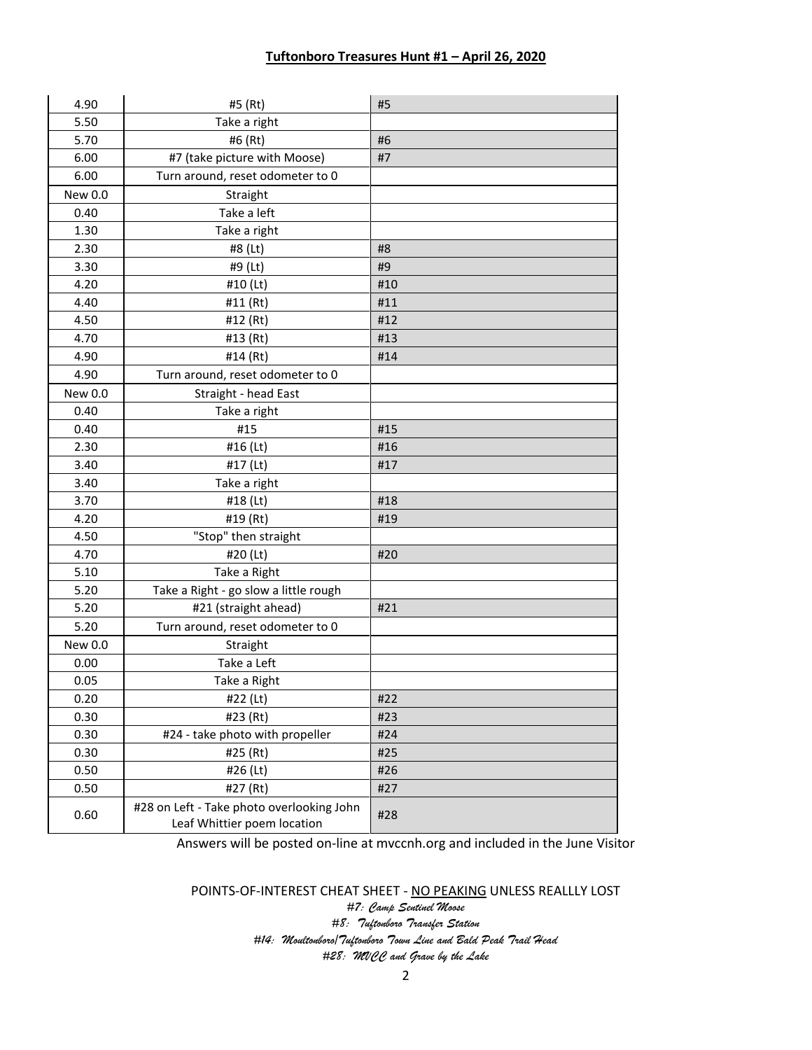**Tuftonboro Treasures Hunt #1 – April 26, 2020**

| | | |
|---|---|---|
| 4.90 | #5 (Rt) | #5 |
| 5.50 | Take a right | |
| 5.70 | #6 (Rt) | #6 |
| 6.00 | #7 (take picture with Moose) | #7 |
| 6.00 | Turn around, reset odometer to 0 | |
| New 0.0 | Straight | |
| 0.40 | Take a left | |
| 1.30 | Take a right | |
| 2.30 | #8 (Lt) | #8 |
| 3.30 | #9 (Lt) | #9 |
| 4.20 | #10 (Lt) | #10 |
| 4.40 | #11 (Rt) | #11 |
| 4.50 | #12 (Rt) | #12 |
| 4.70 | #13 (Rt) | #13 |
| 4.90 | #14 (Rt) | #14 |
| 4.90 | Turn around, reset odometer to 0 | |
| New 0.0 | Straight - head East | |
| 0.40 | Take a right | |
| 0.40 | #15 | #15 |
| 2.30 | #16 (Lt) | #16 |
| 3.40 | #17 (Lt) | #17 |
| 3.40 | Take a right | |
| 3.70 | #18 (Lt) | #18 |
| 4.20 | #19 (Rt) | #19 |
| 4.50 | "Stop" then straight | |
| 4.70 | #20 (Lt) | #20 |
| 5.10 | Take a Right | |
| 5.20 | Take a Right - go slow a little rough | |
| 5.20 | #21 (straight ahead) | #21 |
| 5.20 | Turn around, reset odometer to 0 | |
| New 0.0 | Straight | |
| 0.00 | Take a Left | |
| 0.05 | Take a Right | |
| 0.20 | #22 (Lt) | #22 |
| 0.30 | #23 (Rt) | #23 |
| 0.30 | #24 - take photo with propeller | #24 |
| 0.30 | #25 (Rt) | #25 |
| 0.50 | #26 (Lt) | #26 |
| 0.50 | #27 (Rt) | #27 |
| 0.60 | #28 on Left - Take photo overlooking John Leaf Whittier poem location | #28 |

Answers will be posted on-line at mvccnh.org and included in the June Visitor

POINTS-OF-INTEREST CHEAT SHEET - NO PEAKING UNLESS REALLLY LOST

*#7: Camp Sentinel Moose*

*#8: Tuftonboro Transfer Station*

*#14: Moultonboro/Tuftonboro Town Line and Bald Peak Trail Head*

*#28: MVCC and Grave by the Lake*